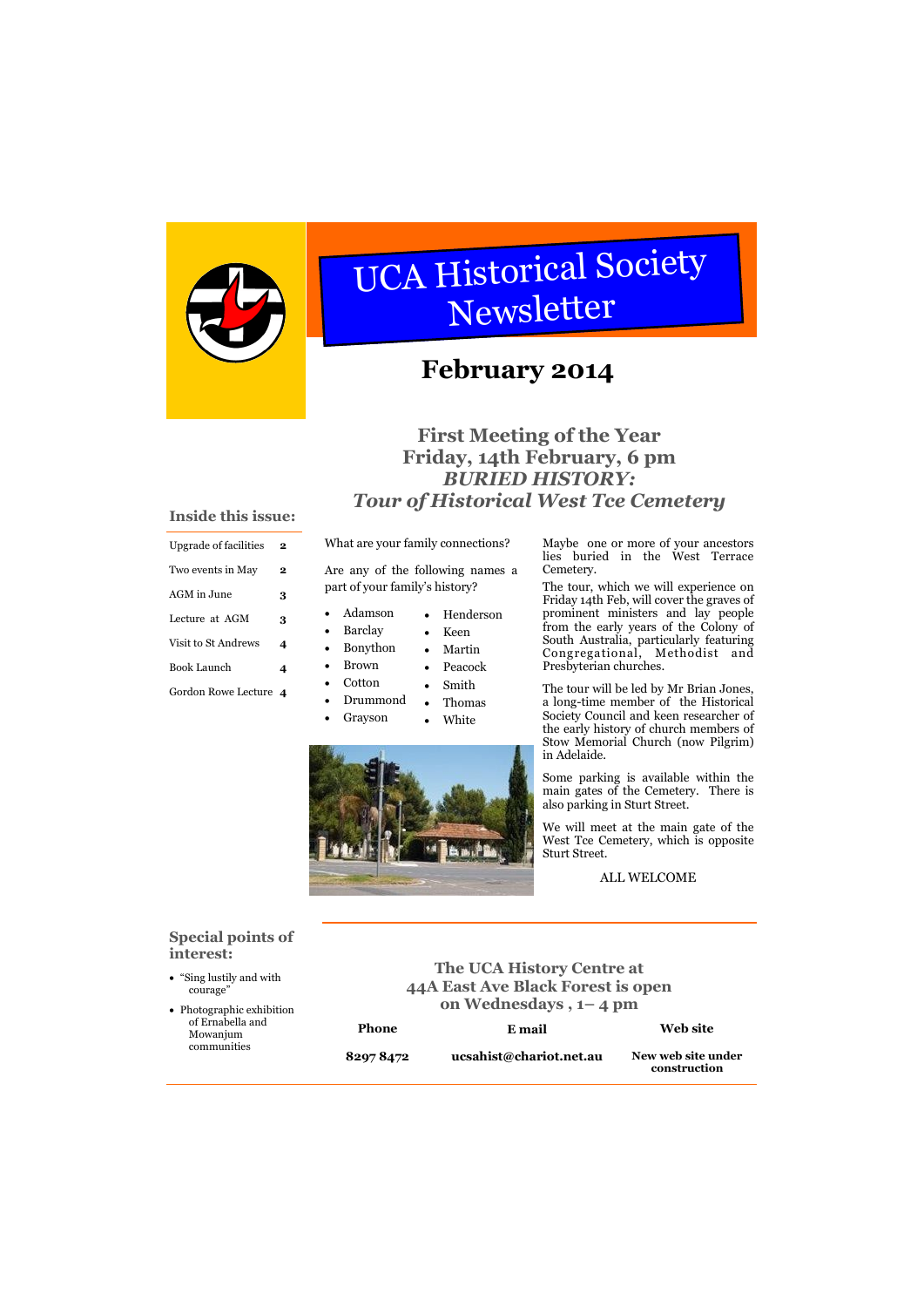# UCA Historical Society Newsletter

## February 2014

## First Meeting of the Year
## Friday, 14th February, 6 pm
## *BURIED HISTORY:*
## *Tour of Historical West Tce Cemetery*

### Inside this issue:

| | |
|---|---|
| Upgrade of facilities | 2 |
| Two events in May | 2 |
| AGM in June | 3 |
| Lecture at AGM | 3 |
| Visit to St Andrews | 4 |
| Book Launch | 4 |
| Gordon Rowe Lecture | 4 |

What are your family connections?

Are any of the following names a part of your family's history?

- Adamson
- Barclay
- Bonython
- Brown
- Cotton
- Drummond
- Grayson
- Henderson
- Keen
- Martin
- Peacock
- Smith
- Thomas
- White

Maybe one or more of your ancestors lies buried in the West Terrace Cemetery.

The tour, which we will experience on Friday 14th Feb, will cover the graves of prominent ministers and lay people from the early years of the Colony of South Australia, particularly featuring Congregational, Methodist and Presbyterian churches.

The tour will be led by Mr Brian Jones, a long-time member of the Historical Society Council and keen researcher of the early history of church members of Stow Memorial Church (now Pilgrim) in Adelaide.

Some parking is available within the main gates of the Cemetery. There is also parking in Sturt Street.

We will meet at the main gate of the West Tce Cemetery, which is opposite Sturt Street.

ALL WELCOME

### Special points of interest:

- "Sing lustily and with courage"
- Photographic exhibition of Ernabella and Mowanjum communities

### The UCA History Centre at 44A East Ave Black Forest is open on Wednesdays , 1– 4 pm

| Phone | E mail | Web site |
|---|---|---|
| 8297 8472 | ucsahist@chariot.net.au | New web site under construction |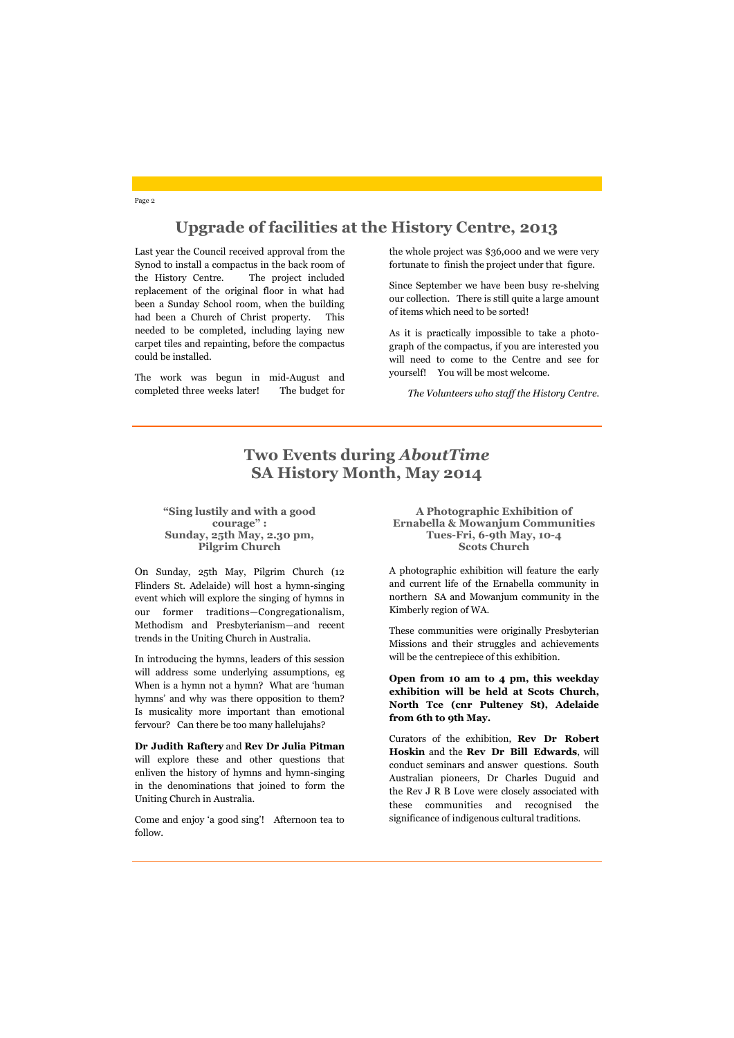## Upgrade of facilities at the History Centre, 2013

Last year the Council received approval from the Synod to install a compactus in the back room of the History Centre. The project included replacement of the original floor in what had been a Sunday School room, when the building had been a Church of Christ property. This needed to be completed, including laying new carpet tiles and repainting, before the compactus could be installed.

The work was begun in mid-August and completed three weeks later! The budget for the whole project was $36,000 and we were very fortunate to finish the project under that figure.

Since September we have been busy re-shelving our collection. There is still quite a large amount of items which need to be sorted!

As it is practically impossible to take a photograph of the compactus, if you are interested you will need to come to the Centre and see for yourself! You will be most welcome.

*The Volunteers who staff the History Centre.*

---

## Two Events during *AboutTime* SA History Month, May 2014

### "Sing lustily and with a good courage" : Sunday, 25th May, 2.30 pm, Pilgrim Church

On Sunday, 25th May, Pilgrim Church (12 Flinders St. Adelaide) will host a hymn-singing event which will explore the singing of hymns in our former traditions—Congregationalism, Methodism and Presbyterianism—and recent trends in the Uniting Church in Australia.

In introducing the hymns, leaders of this session will address some underlying assumptions, eg When is a hymn not a hymn? What are 'human hymns' and why was there opposition to them? Is musicality more important than emotional fervour? Can there be too many hallelujahs?

**Dr Judith Raftery** and **Rev Dr Julia Pitman** will explore these and other questions that enliven the history of hymns and hymn-singing in the denominations that joined to form the Uniting Church in Australia.

Come and enjoy 'a good sing'! Afternoon tea to follow.

### A Photographic Exhibition of Ernabella & Mowanjum Communities Tues-Fri, 6-9th May, 10-4 Scots Church

A photographic exhibition will feature the early and current life of the Ernabella community in northern SA and Mowanjum community in the Kimberly region of WA.

These communities were originally Presbyterian Missions and their struggles and achievements will be the centrepiece of this exhibition.

**Open from 10 am to 4 pm, this weekday exhibition will be held at Scots Church, North Tce (cnr Pulteney St), Adelaide from 6th to 9th May.**

Curators of the exhibition, **Rev Dr Robert Hoskin** and the **Rev Dr Bill Edwards**, will conduct seminars and answer questions. South Australian pioneers, Dr Charles Duguid and the Rev J R B Love were closely associated with these communities and recognised the significance of indigenous cultural traditions.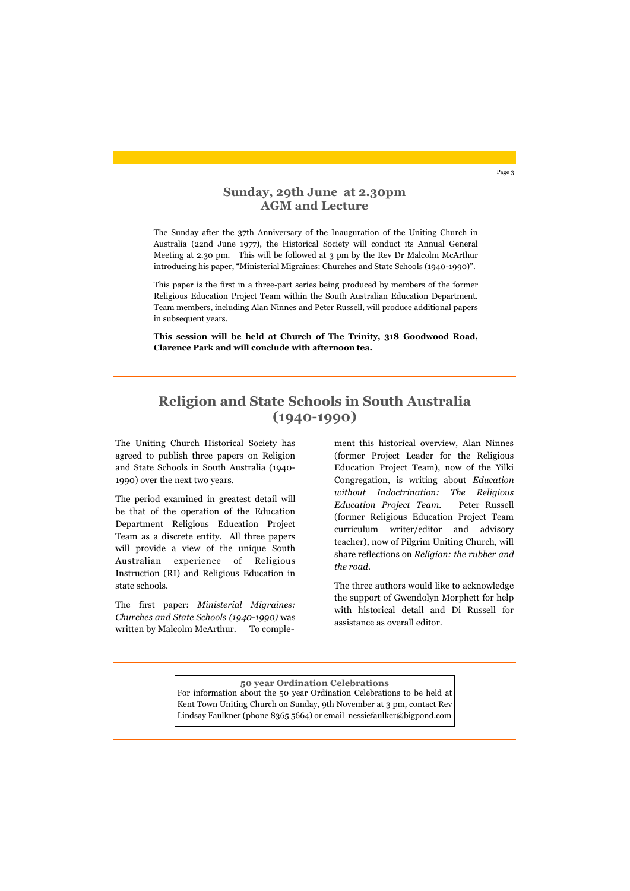## Sunday, 29th June at 2.30pm
## AGM and Lecture

The Sunday after the 37th Anniversary of the Inauguration of the Uniting Church in Australia (22nd June 1977), the Historical Society will conduct its Annual General Meeting at 2.30 pm. This will be followed at 3 pm by the Rev Dr Malcolm McArthur introducing his paper, "Ministerial Migraines: Churches and State Schools (1940-1990)".

This paper is the first in a three-part series being produced by members of the former Religious Education Project Team within the South Australian Education Department. Team members, including Alan Ninnes and Peter Russell, will produce additional papers in subsequent years.

**This session will be held at Church of The Trinity, 318 Goodwood Road, Clarence Park and will conclude with afternoon tea.**

---

## Religion and State Schools in South Australia (1940-1990)

The Uniting Church Historical Society has agreed to publish three papers on Religion and State Schools in South Australia (1940-1990) over the next two years.

The period examined in greatest detail will be that of the operation of the Education Department Religious Education Project Team as a discrete entity. All three papers will provide a view of the unique South Australian experience of Religious Instruction (RI) and Religious Education in state schools.

The first paper: *Ministerial Migraines: Churches and State Schools (1940-1990)* was written by Malcolm McArthur. To complement this historical overview, Alan Ninnes (former Project Leader for the Religious Education Project Team), now of the Yilki Congregation, is writing about *Education without Indoctrination: The Religious Education Project Team.* Peter Russell (former Religious Education Project Team curriculum writer/editor and advisory teacher), now of Pilgrim Uniting Church, will share reflections on *Religion: the rubber and the road.*

The three authors would like to acknowledge the support of Gwendolyn Morphett for help with historical detail and Di Russell for assistance as overall editor.

---

**50 year Ordination Celebrations**

For information about the 50 year Ordination Celebrations to be held at Kent Town Uniting Church on Sunday, 9th November at 3 pm, contact Rev Lindsay Faulkner (phone 8365 5664) or email nessiefaulker@bigpond.com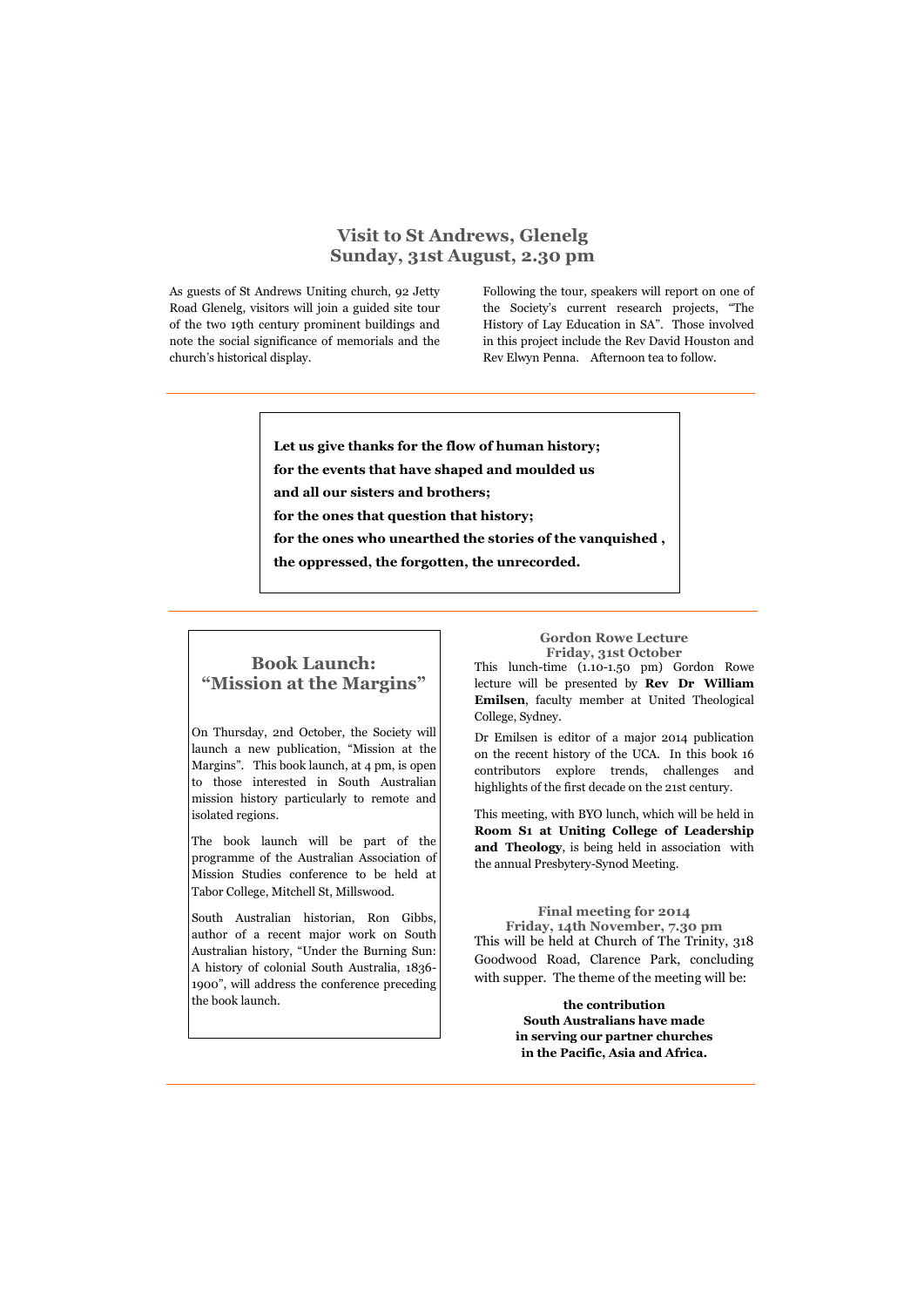## Visit to St Andrews, Glenelg
## Sunday, 31st August, 2.30 pm

As guests of St Andrews Uniting church, 92 Jetty Road Glenelg, visitors will join a guided site tour of the two 19th century prominent buildings and note the social significance of memorials and the church's historical display.

Following the tour, speakers will report on one of the Society's current research projects, "The History of Lay Education in SA". Those involved in this project include the Rev David Houston and Rev Elwyn Penna. Afternoon tea to follow.

---

**Let us give thanks for the flow of human history;**
**for the events that have shaped and moulded us**
**and all our sisters and brothers;**
**for the ones that question that history;**
**for the ones who unearthed the stories of the vanquished ,**
**the oppressed, the forgotten, the unrecorded.**

---

## Book Launch: "Mission at the Margins"

On Thursday, 2nd October, the Society will launch a new publication, "Mission at the Margins". This book launch, at 4 pm, is open to those interested in South Australian mission history particularly to remote and isolated regions.

The book launch will be part of the programme of the Australian Association of Mission Studies conference to be held at Tabor College, Mitchell St, Millswood.

South Australian historian, Ron Gibbs, author of a recent major work on South Australian history, "Under the Burning Sun: A history of colonial South Australia, 1836-1900", will address the conference preceding the book launch.

### Gordon Rowe Lecture
### Friday, 31st October

This lunch-time (1.10-1.50 pm) Gordon Rowe lecture will be presented by **Rev Dr William Emilsen**, faculty member at United Theological College, Sydney.

Dr Emilsen is editor of a major 2014 publication on the recent history of the UCA. In this book 16 contributors explore trends, challenges and highlights of the first decade on the 21st century.

This meeting, with BYO lunch, which will be held in **Room S1 at Uniting College of Leadership and Theology**, is being held in association with the annual Presbytery-Synod Meeting.

### Final meeting for 2014
### Friday, 14th November, 7.30 pm

This will be held at Church of The Trinity, 318 Goodwood Road, Clarence Park, concluding with supper. The theme of the meeting will be:

**the contribution**
**South Australians have made**
**in serving our partner churches**
**in the Pacific, Asia and Africa.**